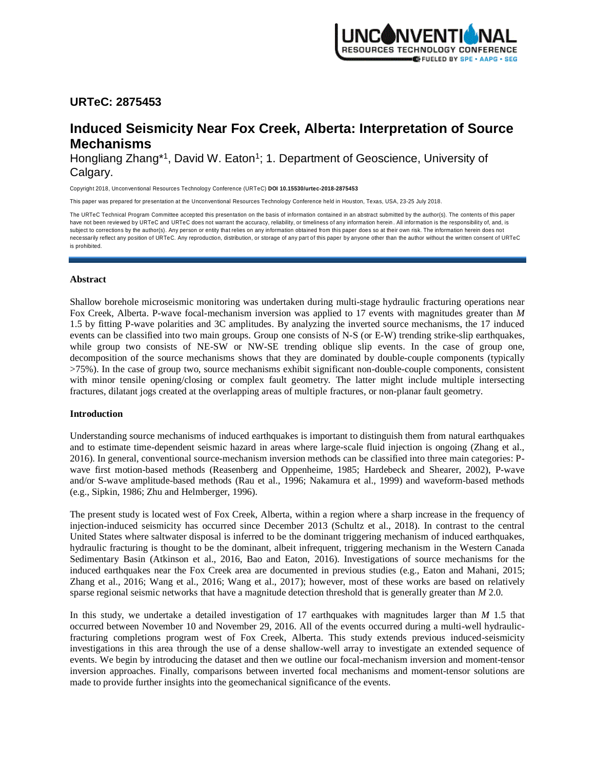## URTeC: 2875453

# Induced Seismicity Near Fox Creek, Alberta: Interpretation of Source Mechanisms

Hongliang Zhang*[1], David W. Eaton[1]; 1. Department of Geoscience, University of Calgary.

Copyright 2018, Unconventional Resources Technology Conference (URTeC) **DOI 10.15530/urtec-2018-2875453**

This paper was prepared for presentation at the Unconventional Resources Technology Conference held in Houston, Texas, USA, 23-25 July 2018.

The URTeC Technical Program Committee accepted this presentation on the basis of information contained in an abstract submitted by the author(s). The contents of this paper have not been reviewed by URTeC and URTeC does not warrant the accuracy, reliability, or timeliness of any information herein. All information is the responsibility of, and, is subject to corrections by the author(s). Any person or entity that relies on any information obtained from this paper does so at their own risk. The information herein does not necessarily reflect any position of URTeC. Any reproduction, distribution, or storage of any part of this paper by anyone other than the author without the written consent of URTeC is prohibited.

### Abstract

Shallow borehole microseismic monitoring was undertaken during multi-stage hydraulic fracturing operations near Fox Creek, Alberta. P-wave focal-mechanism inversion was applied to 17 events with magnitudes greater than *M* 1.5 by fitting P-wave polarities and 3C amplitudes. By analyzing the inverted source mechanisms, the 17 induced events can be classified into two main groups. Group one consists of N-S (or E-W) trending strike-slip earthquakes, while group two consists of NE-SW or NW-SE trending oblique slip events. In the case of group one, decomposition of the source mechanisms shows that they are dominated by double-couple components (typically >75%). In the case of group two, source mechanisms exhibit significant non-double-couple components, consistent with minor tensile opening/closing or complex fault geometry. The latter might include multiple intersecting fractures, dilatant jogs created at the overlapping areas of multiple fractures, or non-planar fault geometry.

### Introduction

Understanding source mechanisms of induced earthquakes is important to distinguish them from natural earthquakes and to estimate time-dependent seismic hazard in areas where large-scale fluid injection is ongoing (Zhang et al., 2016). In general, conventional source-mechanism inversion methods can be classified into three main categories: P-wave first motion-based methods (Reasenberg and Oppenheime, 1985; Hardebeck and Shearer, 2002), P-wave and/or S-wave amplitude-based methods (Rau et al., 1996; Nakamura et al., 1999) and waveform-based methods (e.g., Sipkin, 1986; Zhu and Helmberger, 1996).

The present study is located west of Fox Creek, Alberta, within a region where a sharp increase in the frequency of injection-induced seismicity has occurred since December 2013 (Schultz et al., 2018). In contrast to the central United States where saltwater disposal is inferred to be the dominant triggering mechanism of induced earthquakes, hydraulic fracturing is thought to be the dominant, albeit infrequent, triggering mechanism in the Western Canada Sedimentary Basin (Atkinson et al., 2016, Bao and Eaton, 2016). Investigations of source mechanisms for the induced earthquakes near the Fox Creek area are documented in previous studies (e.g., Eaton and Mahani, 2015; Zhang et al., 2016; Wang et al., 2016; Wang et al., 2017); however, most of these works are based on relatively sparse regional seismic networks that have a magnitude detection threshold that is generally greater than *M* 2.0.

In this study, we undertake a detailed investigation of 17 earthquakes with magnitudes larger than *M* 1.5 that occurred between November 10 and November 29, 2016. All of the events occurred during a multi-well hydraulic-fracturing completions program west of Fox Creek, Alberta. This study extends previous induced-seismicity investigations in this area through the use of a dense shallow-well array to investigate an extended sequence of events. We begin by introducing the dataset and then we outline our focal-mechanism inversion and moment-tensor inversion approaches. Finally, comparisons between inverted focal mechanisms and moment-tensor solutions are made to provide further insights into the geomechanical significance of the events.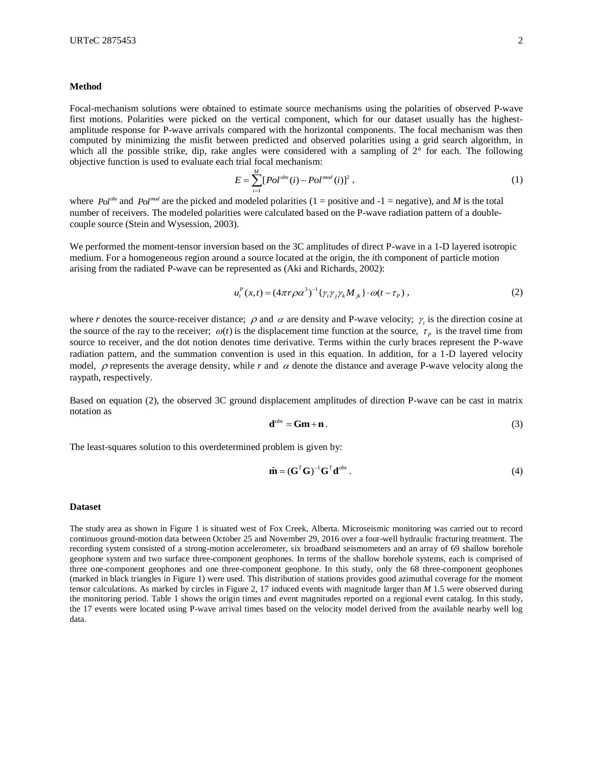### Method

Focal-mechanism solutions were obtained to estimate source mechanisms using the polarities of observed P-wave first motions. Polarities were picked on the vertical component, which for our dataset usually has the highest-amplitude response for P-wave arrivals compared with the horizontal components. The focal mechanism was then computed by minimizing the misfit between predicted and observed polarities using a grid search algorithm, in which all the possible strike, dip, rake angles were considered with a sampling of 2° for each. The following objective function is used to evaluate each trial focal mechanism:

$$E = \sum_{i=1}^{M} [Pol^{obs}(i) - Pol^{mod}(i)]^2 \, , \tag{1}$$

where $Pol^{obs}$ and $Pol^{mod}$ are the picked and modeled polarities (1 = positive and -1 = negative), and $M$ is the total number of receivers. The modeled polarities were calculated based on the P-wave radiation pattern of a double-couple source (Stein and Wysession, 2003).

We performed the moment-tensor inversion based on the 3C amplitudes of direct P-wave in a 1-D layered isotropic medium. For a homogeneous region around a source located at the origin, the $i$th component of particle motion arising from the radiated P-wave can be represented as (Aki and Richards, 2002):

$$u_i^P(x,t) = (4\pi r \rho \alpha^3)^{-1} \{\gamma_i \gamma_j \gamma_k M_{jk}\} \cdot \dot{\omega}(t - \tau_P) \, , \tag{2}$$

where $r$ denotes the source-receiver distance; $\rho$ and $\alpha$ are density and P-wave velocity; $\gamma_i$ is the direction cosine at the source of the ray to the receiver; $\omega(t)$ is the displacement time function at the source, $\tau_P$ is the travel time from source to receiver, and the dot notion denotes time derivative. Terms within the curly braces represent the P-wave radiation pattern, and the summation convention is used in this equation. In addition, for a 1-D layered velocity model, $\rho$ represents the average density, while $r$ and $\alpha$ denote the distance and average P-wave velocity along the raypath, respectively.

Based on equation (2), the observed 3C ground displacement amplitudes of direction P-wave can be cast in matrix notation as

$$\mathbf{d}^{obs} = \mathbf{Gm} + \mathbf{n} \, . \tag{3}$$

The least-squares solution to this overdetermined problem is given by:

$$\hat{\mathbf{m}} = (\mathbf{G}^T \mathbf{G})^{-1} \mathbf{G}^T \mathbf{d}^{obs} \, . \tag{4}$$

### Dataset

The study area as shown in Figure 1 is situated west of Fox Creek, Alberta. Microseismic monitoring was carried out to record continuous ground-motion data between October 25 and November 29, 2016 over a four-well hydraulic fracturing treatment. The recording system consisted of a strong-motion accelerometer, six broadband seismometers and an array of 69 shallow borehole geophone system and two surface three-component geophones. In terms of the shallow borehole systems, each is comprised of three one-component geophones and one three-component geophone. In this study, only the 68 three-component geophones (marked in black triangles in Figure 1) were used. This distribution of stations provides good azimuthal coverage for the moment tensor calculations. As marked by circles in Figure 2, 17 induced events with magnitude larger than $M$ 1.5 were observed during the monitoring period. Table 1 shows the origin times and event magnitudes reported on a regional event catalog. In this study, the 17 events were located using P-wave arrival times based on the velocity model derived from the available nearby well log data.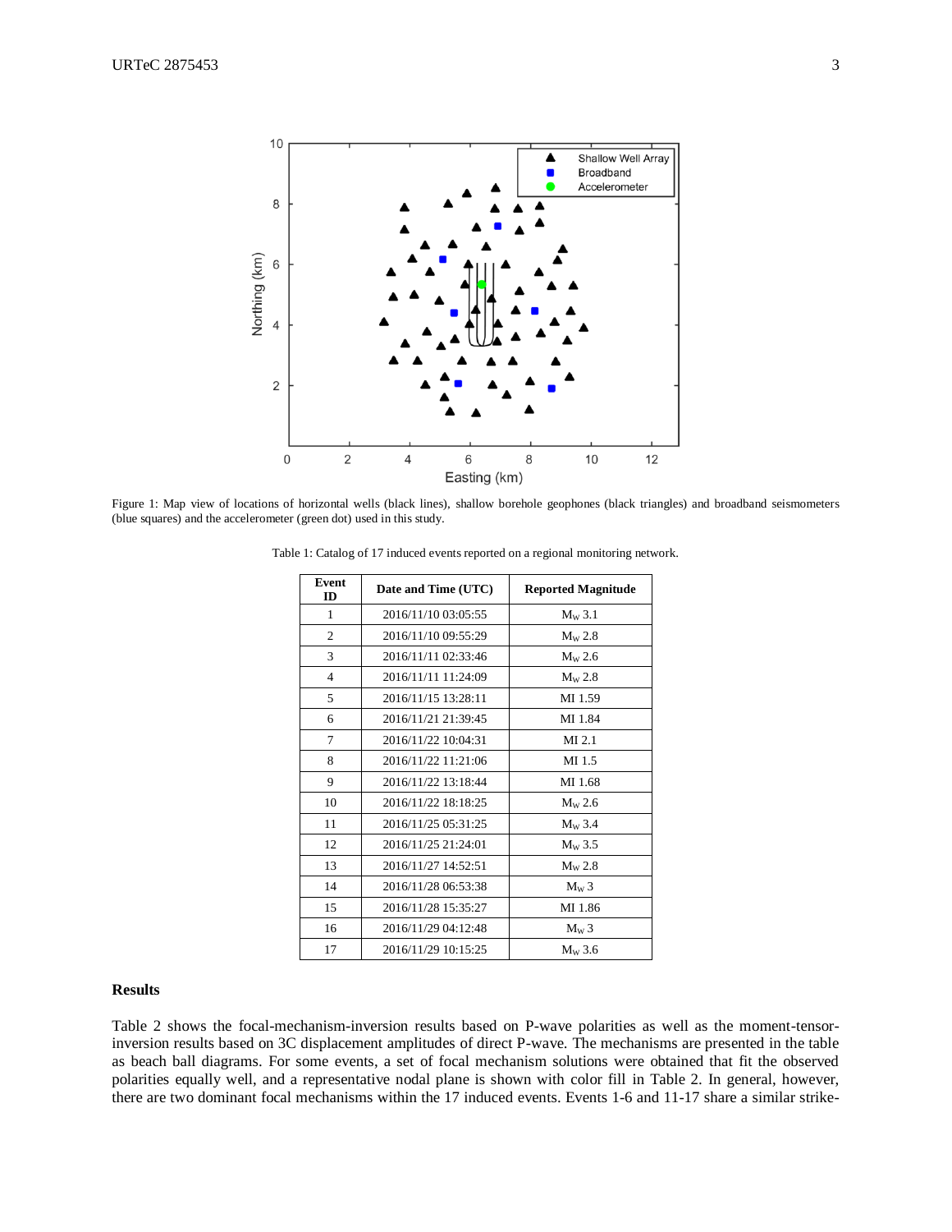Figure 1: Map view of locations of horizontal wells (black lines), shallow borehole geophones (black triangles) and broadband seismometers (blue squares) and the accelerometer (green dot) used in this study.

Table 1: Catalog of 17 induced events reported on a regional monitoring network.

| Event ID | Date and Time (UTC) | Reported Magnitude |
|---|---|---|
| 1 | 2016/11/10 03:05:55 | $M_W$ 3.1 |
| 2 | 2016/11/10 09:55:29 | $M_W$ 2.8 |
| 3 | 2016/11/11 02:33:46 | $M_W$ 2.6 |
| 4 | 2016/11/11 11:24:09 | $M_W$ 2.8 |
| 5 | 2016/11/15 13:28:11 | Ml 1.59 |
| 6 | 2016/11/21 21:39:45 | Ml 1.84 |
| 7 | 2016/11/22 10:04:31 | Ml 2.1 |
| 8 | 2016/11/22 11:21:06 | Ml 1.5 |
| 9 | 2016/11/22 13:18:44 | Ml 1.68 |
| 10 | 2016/11/22 18:18:25 | $M_W$ 2.6 |
| 11 | 2016/11/25 05:31:25 | $M_W$ 3.4 |
| 12 | 2016/11/25 21:24:01 | $M_W$ 3.5 |
| 13 | 2016/11/27 14:52:51 | $M_W$ 2.8 |
| 14 | 2016/11/28 06:53:38 | $M_W$ 3 |
| 15 | 2016/11/28 15:35:27 | Ml 1.86 |
| 16 | 2016/11/29 04:12:48 | $M_W$ 3 |
| 17 | 2016/11/29 10:15:25 | $M_W$ 3.6 |

## Results

Table 2 shows the focal-mechanism-inversion results based on P-wave polarities as well as the moment-tensor-inversion results based on 3C displacement amplitudes of direct P-wave. The mechanisms are presented in the table as beach ball diagrams. For some events, a set of focal mechanism solutions were obtained that fit the observed polarities equally well, and a representative nodal plane is shown with color fill in Table 2. In general, however, there are two dominant focal mechanisms within the 17 induced events. Events 1-6 and 11-17 share a similar strike-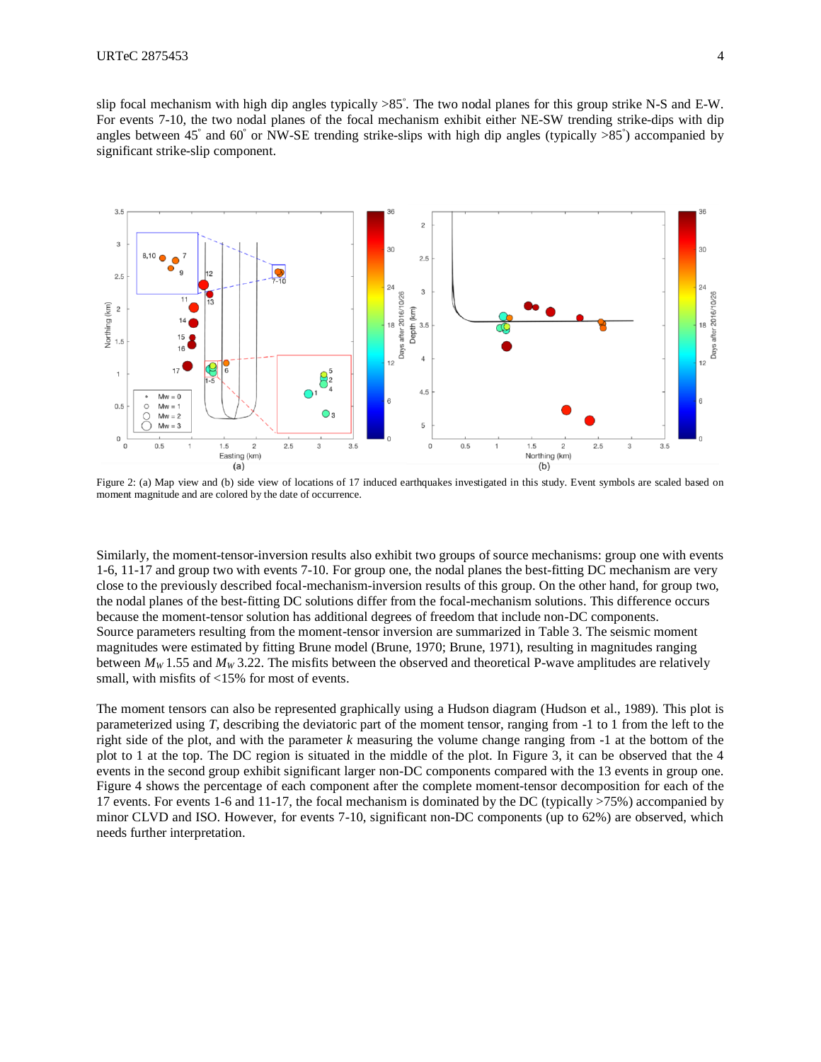slip focal mechanism with high dip angles typically >85°. The two nodal planes for this group strike N-S and E-W. For events 7-10, the two nodal planes of the focal mechanism exhibit either NE-SW trending strike-dips with dip angles between 45° and 60° or NW-SE trending strike-slips with high dip angles (typically >85°) accompanied by significant strike-slip component.

Figure 2: (a) Map view and (b) side view of locations of 17 induced earthquakes investigated in this study. Event symbols are scaled based on moment magnitude and are colored by the date of occurrence.

Similarly, the moment-tensor-inversion results also exhibit two groups of source mechanisms: group one with events 1-6, 11-17 and group two with events 7-10. For group one, the nodal planes the best-fitting DC mechanism are very close to the previously described focal-mechanism-inversion results of this group. On the other hand, for group two, the nodal planes of the best-fitting DC solutions differ from the focal-mechanism solutions. This difference occurs because the moment-tensor solution has additional degrees of freedom that include non-DC components.
Source parameters resulting from the moment-tensor inversion are summarized in Table 3. The seismic moment magnitudes were estimated by fitting Brune model (Brune, 1970; Brune, 1971), resulting in magnitudes ranging between $M_W$ 1.55 and $M_W$ 3.22. The misfits between the observed and theoretical P-wave amplitudes are relatively small, with misfits of <15% for most of events.

The moment tensors can also be represented graphically using a Hudson diagram (Hudson et al., 1989). This plot is parameterized using $T$, describing the deviatoric part of the moment tensor, ranging from -1 to 1 from the left to the right side of the plot, and with the parameter $k$ measuring the volume change ranging from -1 at the bottom of the plot to 1 at the top. The DC region is situated in the middle of the plot. In Figure 3, it can be observed that the 4 events in the second group exhibit significant larger non-DC components compared with the 13 events in group one. Figure 4 shows the percentage of each component after the complete moment-tensor decomposition for each of the 17 events. For events 1-6 and 11-17, the focal mechanism is dominated by the DC (typically >75%) accompanied by minor CLVD and ISO. However, for events 7-10, significant non-DC components (up to 62%) are observed, which needs further interpretation.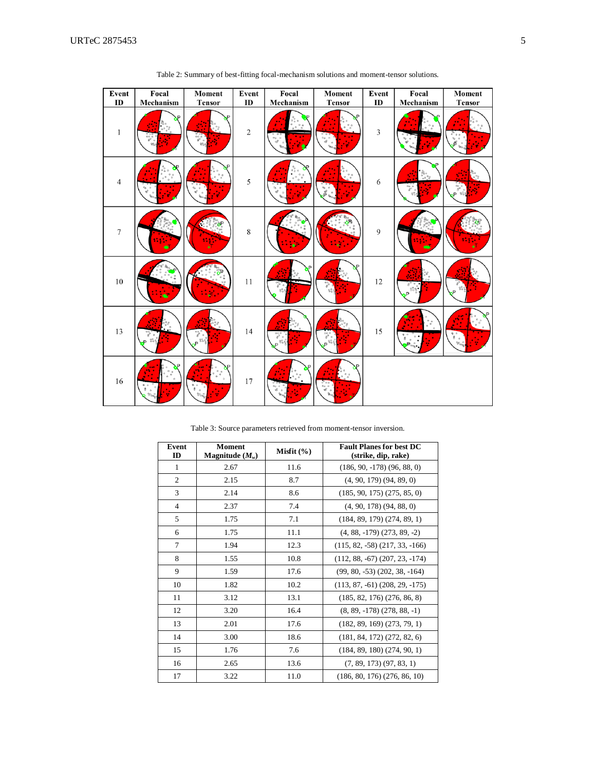Table 2: Summary of best-fitting focal-mechanism solutions and moment-tensor solutions.

| Event ID | Focal Mechanism | Moment Tensor | Event ID | Focal Mechanism | Moment Tensor | Event ID | Focal Mechanism | Moment Tensor |
|---|---|---|---|---|---|---|---|---|
| 1 | | | 2 | | | 3 | | |
| 4 | | | 5 | | | 6 | | |
| 7 | | | 8 | | | 9 | | |
| 10 | | | 11 | | | 12 | | |
| 13 | | | 14 | | | 15 | | |
| 16 | | | 17 | | | | | |

Table 3: Source parameters retrieved from moment-tensor inversion.

| Event ID | Moment Magnitude ($M_w$) | Misfit (%) | Fault Planes for best DC (strike, dip, rake) |
|---|---|---|---|
| 1 | 2.67 | 11.6 | (186, 90, -178) (96, 88, 0) |
| 2 | 2.15 | 8.7 | (4, 90, 179) (94, 89, 0) |
| 3 | 2.14 | 8.6 | (185, 90, 175) (275, 85, 0) |
| 4 | 2.37 | 7.4 | (4, 90, 178) (94, 88, 0) |
| 5 | 1.75 | 7.1 | (184, 89, 179) (274, 89, 1) |
| 6 | 1.75 | 11.1 | (4, 88, -179) (273, 89, -2) |
| 7 | 1.94 | 12.3 | (115, 82, -58) (217, 33, -166) |
| 8 | 1.55 | 10.8 | (112, 88, -67) (207, 23, -174) |
| 9 | 1.59 | 17.6 | (99, 80, -53) (202, 38, -164) |
| 10 | 1.82 | 10.2 | (113, 87, -61) (208, 29, -175) |
| 11 | 3.12 | 13.1 | (185, 82, 176) (276, 86, 8) |
| 12 | 3.20 | 16.4 | (8, 89, -178) (278, 88, -1) |
| 13 | 2.01 | 17.6 | (182, 89, 169) (273, 79, 1) |
| 14 | 3.00 | 18.6 | (181, 84, 172) (272, 82, 6) |
| 15 | 1.76 | 7.6 | (184, 89, 180) (274, 90, 1) |
| 16 | 2.65 | 13.6 | (7, 89, 173) (97, 83, 1) |
| 17 | 3.22 | 11.0 | (186, 80, 176) (276, 86, 10) |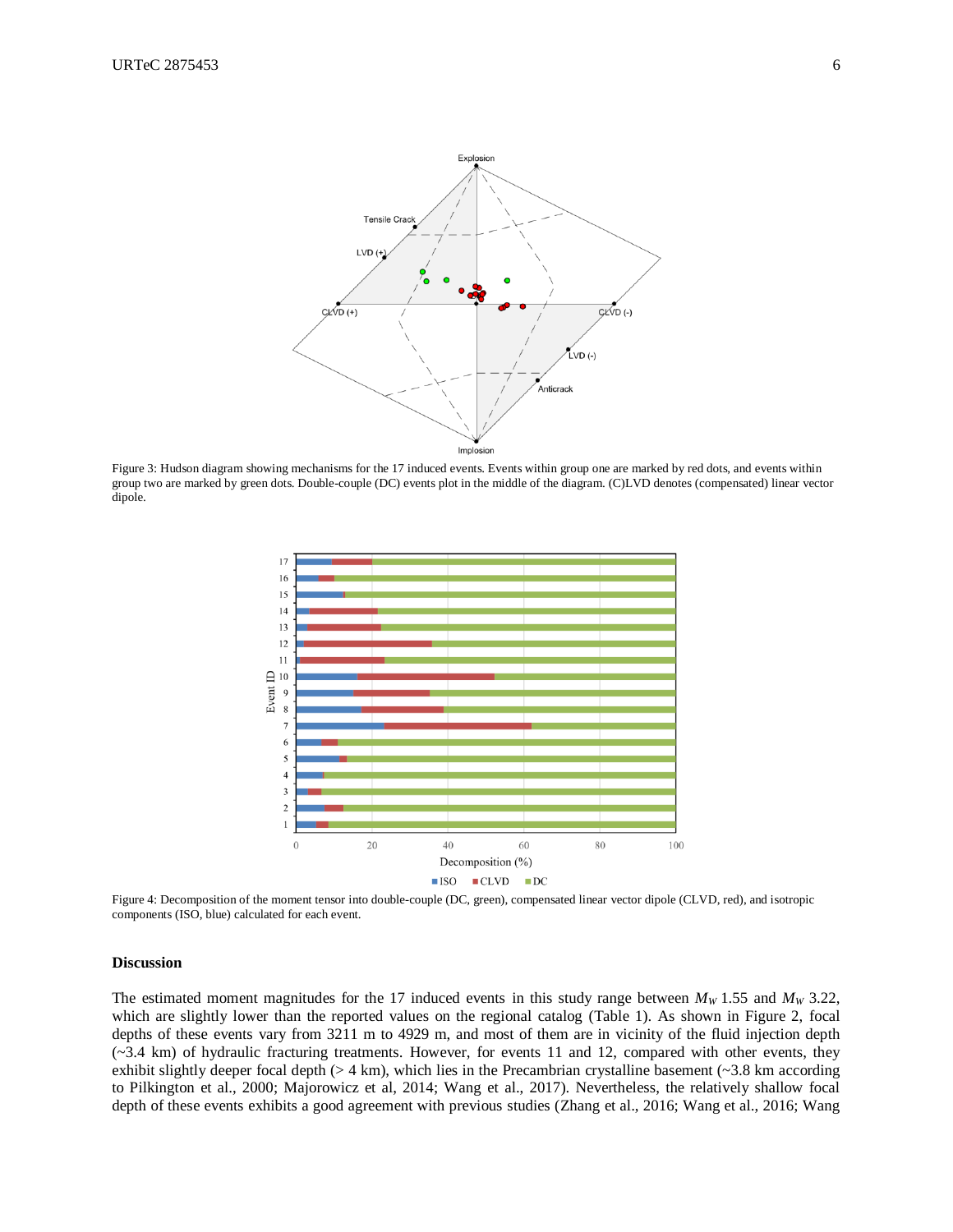Figure 3: Hudson diagram showing mechanisms for the 17 induced events. Events within group one are marked by red dots, and events within group two are marked by green dots. Double-couple (DC) events plot in the middle of the diagram. (C)LVD denotes (compensated) linear vector dipole.

Figure 4: Decomposition of the moment tensor into double-couple (DC, green), compensated linear vector dipole (CLVD, red), and isotropic components (ISO, blue) calculated for each event.

**Discussion**

The estimated moment magnitudes for the 17 induced events in this study range between $M_W$ 1.55 and $M_W$ 3.22, which are slightly lower than the reported values on the regional catalog (Table 1). As shown in Figure 2, focal depths of these events vary from 3211 m to 4929 m, and most of them are in vicinity of the fluid injection depth (~3.4 km) of hydraulic fracturing treatments. However, for events 11 and 12, compared with other events, they exhibit slightly deeper focal depth (> 4 km), which lies in the Precambrian crystalline basement (~3.8 km according to Pilkington et al., 2000; Majorowicz et al, 2014; Wang et al., 2017). Nevertheless, the relatively shallow focal depth of these events exhibits a good agreement with previous studies (Zhang et al., 2016; Wang et al., 2016; Wang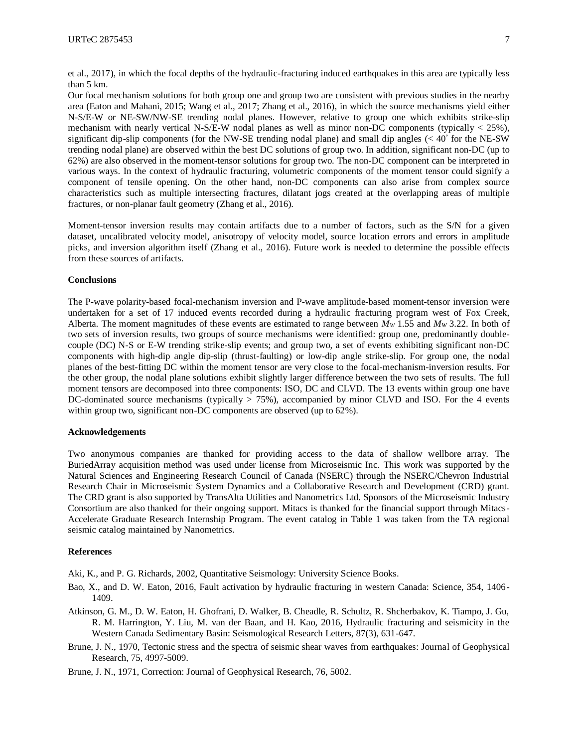et al., 2017), in which the focal depths of the hydraulic-fracturing induced earthquakes in this area are typically less than 5 km.

Our focal mechanism solutions for both group one and group two are consistent with previous studies in the nearby area (Eaton and Mahani, 2015; Wang et al., 2017; Zhang et al., 2016), in which the source mechanisms yield either N-S/E-W or NE-SW/NW-SE trending nodal planes. However, relative to group one which exhibits strike-slip mechanism with nearly vertical N-S/E-W nodal planes as well as minor non-DC components (typically < 25%), significant dip-slip components (for the NW-SE trending nodal plane) and small dip angles (< 40° for the NE-SW trending nodal plane) are observed within the best DC solutions of group two. In addition, significant non-DC (up to 62%) are also observed in the moment-tensor solutions for group two. The non-DC component can be interpreted in various ways. In the context of hydraulic fracturing, volumetric components of the moment tensor could signify a component of tensile opening. On the other hand, non-DC components can also arise from complex source characteristics such as multiple intersecting fractures, dilatant jogs created at the overlapping areas of multiple fractures, or non-planar fault geometry (Zhang et al., 2016).

Moment-tensor inversion results may contain artifacts due to a number of factors, such as the S/N for a given dataset, uncalibrated velocity model, anisotropy of velocity model, source location errors and errors in amplitude picks, and inversion algorithm itself (Zhang et al., 2016). Future work is needed to determine the possible effects from these sources of artifacts.

## Conclusions

The P-wave polarity-based focal-mechanism inversion and P-wave amplitude-based moment-tensor inversion were undertaken for a set of 17 induced events recorded during a hydraulic fracturing program west of Fox Creek, Alberta. The moment magnitudes of these events are estimated to range between $M_W$ 1.55 and $M_W$ 3.22. In both of two sets of inversion results, two groups of source mechanisms were identified: group one, predominantly double-couple (DC) N-S or E-W trending strike-slip events; and group two, a set of events exhibiting significant non-DC components with high-dip angle dip-slip (thrust-faulting) or low-dip angle strike-slip. For group one, the nodal planes of the best-fitting DC within the moment tensor are very close to the focal-mechanism-inversion results. For the other group, the nodal plane solutions exhibit slightly larger difference between the two sets of results. The full moment tensors are decomposed into three components: ISO, DC and CLVD. The 13 events within group one have DC-dominated source mechanisms (typically > 75%), accompanied by minor CLVD and ISO. For the 4 events within group two, significant non-DC components are observed (up to 62%).

## Acknowledgements

Two anonymous companies are thanked for providing access to the data of shallow wellbore array. The BuriedArray acquisition method was used under license from Microseismic Inc. This work was supported by the Natural Sciences and Engineering Research Council of Canada (NSERC) through the NSERC/Chevron Industrial Research Chair in Microseismic System Dynamics and a Collaborative Research and Development (CRD) grant. The CRD grant is also supported by TransAlta Utilities and Nanometrics Ltd. Sponsors of the Microseismic Industry Consortium are also thanked for their ongoing support. Mitacs is thanked for the financial support through Mitacs-Accelerate Graduate Research Internship Program. The event catalog in Table 1 was taken from the TA regional seismic catalog maintained by Nanometrics.

## References

Aki, K., and P. G. Richards, 2002, Quantitative Seismology: University Science Books.

Bao, X., and D. W. Eaton, 2016, Fault activation by hydraulic fracturing in western Canada: Science, 354, 1406-1409.

Atkinson, G. M., D. W. Eaton, H. Ghofrani, D. Walker, B. Cheadle, R. Schultz, R. Shcherbakov, K. Tiampo, J. Gu, R. M. Harrington, Y. Liu, M. van der Baan, and H. Kao, 2016, Hydraulic fracturing and seismicity in the Western Canada Sedimentary Basin: Seismological Research Letters, 87(3), 631-647.

Brune, J. N., 1970, Tectonic stress and the spectra of seismic shear waves from earthquakes: Journal of Geophysical Research, 75, 4997-5009.

Brune, J. N., 1971, Correction: Journal of Geophysical Research, 76, 5002.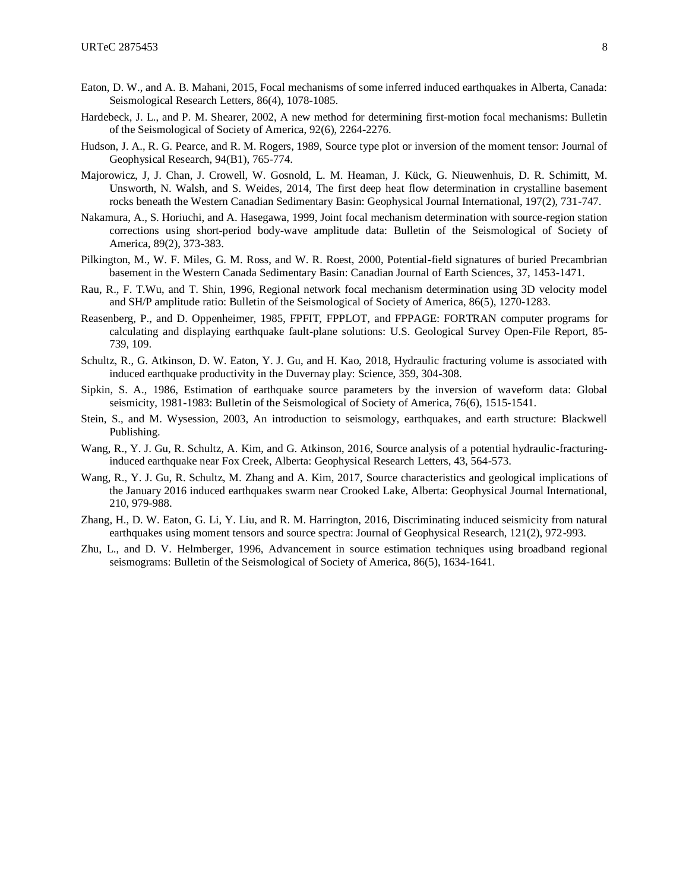Eaton, D. W., and A. B. Mahani, 2015, Focal mechanisms of some inferred induced earthquakes in Alberta, Canada: Seismological Research Letters, 86(4), 1078-1085.

Hardebeck, J. L., and P. M. Shearer, 2002, A new method for determining first-motion focal mechanisms: Bulletin of the Seismological of Society of America, 92(6), 2264-2276.

Hudson, J. A., R. G. Pearce, and R. M. Rogers, 1989, Source type plot or inversion of the moment tensor: Journal of Geophysical Research, 94(B1), 765-774.

Majorowicz, J, J. Chan, J. Crowell, W. Gosnold, L. M. Heaman, J. Kück, G. Nieuwenhuis, D. R. Schimitt, M. Unsworth, N. Walsh, and S. Weides, 2014, The first deep heat flow determination in crystalline basement rocks beneath the Western Canadian Sedimentary Basin: Geophysical Journal International, 197(2), 731-747.

Nakamura, A., S. Horiuchi, and A. Hasegawa, 1999, Joint focal mechanism determination with source-region station corrections using short-period body-wave amplitude data: Bulletin of the Seismological of Society of America, 89(2), 373-383.

Pilkington, M., W. F. Miles, G. M. Ross, and W. R. Roest, 2000, Potential-field signatures of buried Precambrian basement in the Western Canada Sedimentary Basin: Canadian Journal of Earth Sciences, 37, 1453-1471.

Rau, R., F. T.Wu, and T. Shin, 1996, Regional network focal mechanism determination using 3D velocity model and SH/P amplitude ratio: Bulletin of the Seismological of Society of America, 86(5), 1270-1283.

Reasenberg, P., and D. Oppenheimer, 1985, FPFIT, FPPLOT, and FPPAGE: FORTRAN computer programs for calculating and displaying earthquake fault-plane solutions: U.S. Geological Survey Open-File Report, 85-739, 109.

Schultz, R., G. Atkinson, D. W. Eaton, Y. J. Gu, and H. Kao, 2018, Hydraulic fracturing volume is associated with induced earthquake productivity in the Duvernay play: Science, 359, 304-308.

Sipkin, S. A., 1986, Estimation of earthquake source parameters by the inversion of waveform data: Global seismicity, 1981-1983: Bulletin of the Seismological of Society of America, 76(6), 1515-1541.

Stein, S., and M. Wysession, 2003, An introduction to seismology, earthquakes, and earth structure: Blackwell Publishing.

Wang, R., Y. J. Gu, R. Schultz, A. Kim, and G. Atkinson, 2016, Source analysis of a potential hydraulic-fracturing-induced earthquake near Fox Creek, Alberta: Geophysical Research Letters, 43, 564-573.

Wang, R., Y. J. Gu, R. Schultz, M. Zhang and A. Kim, 2017, Source characteristics and geological implications of the January 2016 induced earthquakes swarm near Crooked Lake, Alberta: Geophysical Journal International, 210, 979-988.

Zhang, H., D. W. Eaton, G. Li, Y. Liu, and R. M. Harrington, 2016, Discriminating induced seismicity from natural earthquakes using moment tensors and source spectra: Journal of Geophysical Research, 121(2), 972-993.

Zhu, L., and D. V. Helmberger, 1996, Advancement in source estimation techniques using broadband regional seismograms: Bulletin of the Seismological of Society of America, 86(5), 1634-1641.